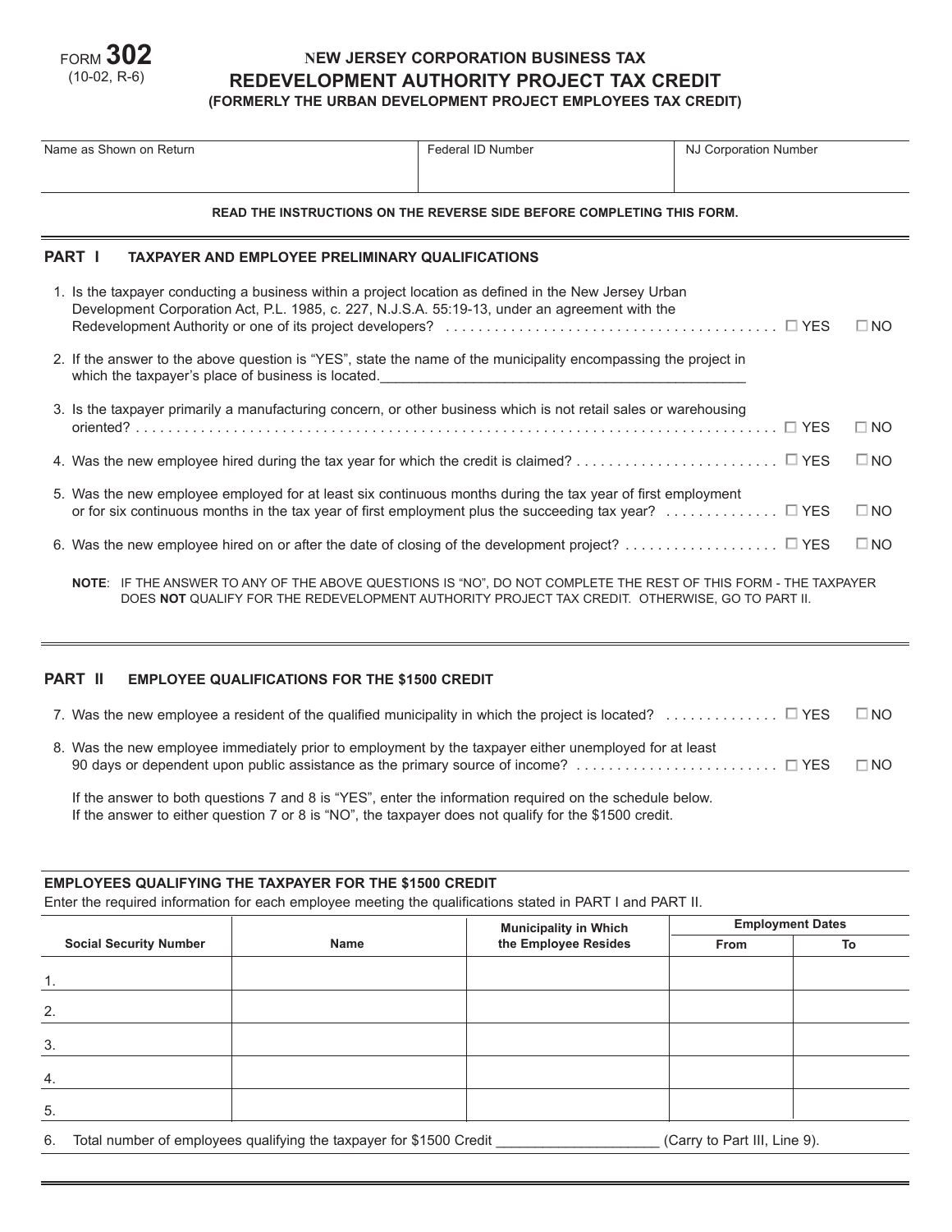FORM **302**
(10-02, R-6)

# NEW JERSEY CORPORATION BUSINESS TAX
## REDEVELOPMENT AUTHORITY PROJECT TAX CREDIT
### (FORMERLY THE URBAN DEVELOPMENT PROJECT EMPLOYEES TAX CREDIT)

| Name as Shown on Return | Federal ID Number | NJ Corporation Number |
|---|---|---|
| | | |

**READ THE INSTRUCTIONS ON THE REVERSE SIDE BEFORE COMPLETING THIS FORM.**

## PART I TAXPAYER AND EMPLOYEE PRELIMINARY QUALIFICATIONS

1. Is the taxpayer conducting a business within a project location as defined in the New Jersey Urban Development Corporation Act, P.L. 1985, c. 227, N.J.S.A. 55:19-13, under an agreement with the Redevelopment Authority or one of its project developers? . . . . . . . . . . . . . . . . . . . . . . . . . . . . . . . . . . . . . . . . . ☐ YES ☐ NO

2. If the answer to the above question is "YES", state the name of the municipality encompassing the project in which the taxpayer's place of business is located.______________________________________________

3. Is the taxpayer primarily a manufacturing concern, or other business which is not retail sales or warehousing oriented? . . . . . . . . . . . . . . . . . . . . . . . . . . . . . . . . . . . . . . . . . . . . . . . . . . . . . . . . . . . . . . . . . . . . . . . . . . ☐ YES ☐ NO

4. Was the new employee hired during the tax year for which the credit is claimed? . . . . . . . . . . . . . . . . . . . . . . . . . ☐ YES ☐ NO

5. Was the new employee employed for at least six continuous months during the tax year of first employment or for six continuous months in the tax year of first employment plus the succeeding tax year? . . . . . . . . . . . . . . ☐ YES ☐ NO

6. Was the new employee hired on or after the date of closing of the development project? . . . . . . . . . . . . . . . . . . . ☐ YES ☐ NO

**NOTE**: IF THE ANSWER TO ANY OF THE ABOVE QUESTIONS IS "NO", DO NOT COMPLETE THE REST OF THIS FORM - THE TAXPAYER DOES **NOT** QUALIFY FOR THE REDEVELOPMENT AUTHORITY PROJECT TAX CREDIT. OTHERWISE, GO TO PART II.

## PART II EMPLOYEE QUALIFICATIONS FOR THE $1500 CREDIT

7. Was the new employee a resident of the qualified municipality in which the project is located? . . . . . . . . . . . . . . ☐ YES ☐ NO

8. Was the new employee immediately prior to employment by the taxpayer either unemployed for at least 90 days or dependent upon public assistance as the primary source of income? . . . . . . . . . . . . . . . . . . . . . . . . . ☐ YES ☐ NO

If the answer to both questions 7 and 8 is "YES", enter the information required on the schedule below.
If the answer to either question 7 or 8 is "NO", the taxpayer does not qualify for the $1500 credit.

**EMPLOYEES QUALIFYING THE TAXPAYER FOR THE $1500 CREDIT**
Enter the required information for each employee meeting the qualifications stated in PART I and PART II.

| Social Security Number | Name | Municipality in Which the Employee Resides | Employment Dates | |
|---|---|---|---|---|
| | | | From | To |
| 1. | | | | |
| 2. | | | | |
| 3. | | | | |
| 4. | | | | |
| 5. | | | | |

6. Total number of employees qualifying the taxpayer for $1500 Credit ____________________ (Carry to Part III, Line 9).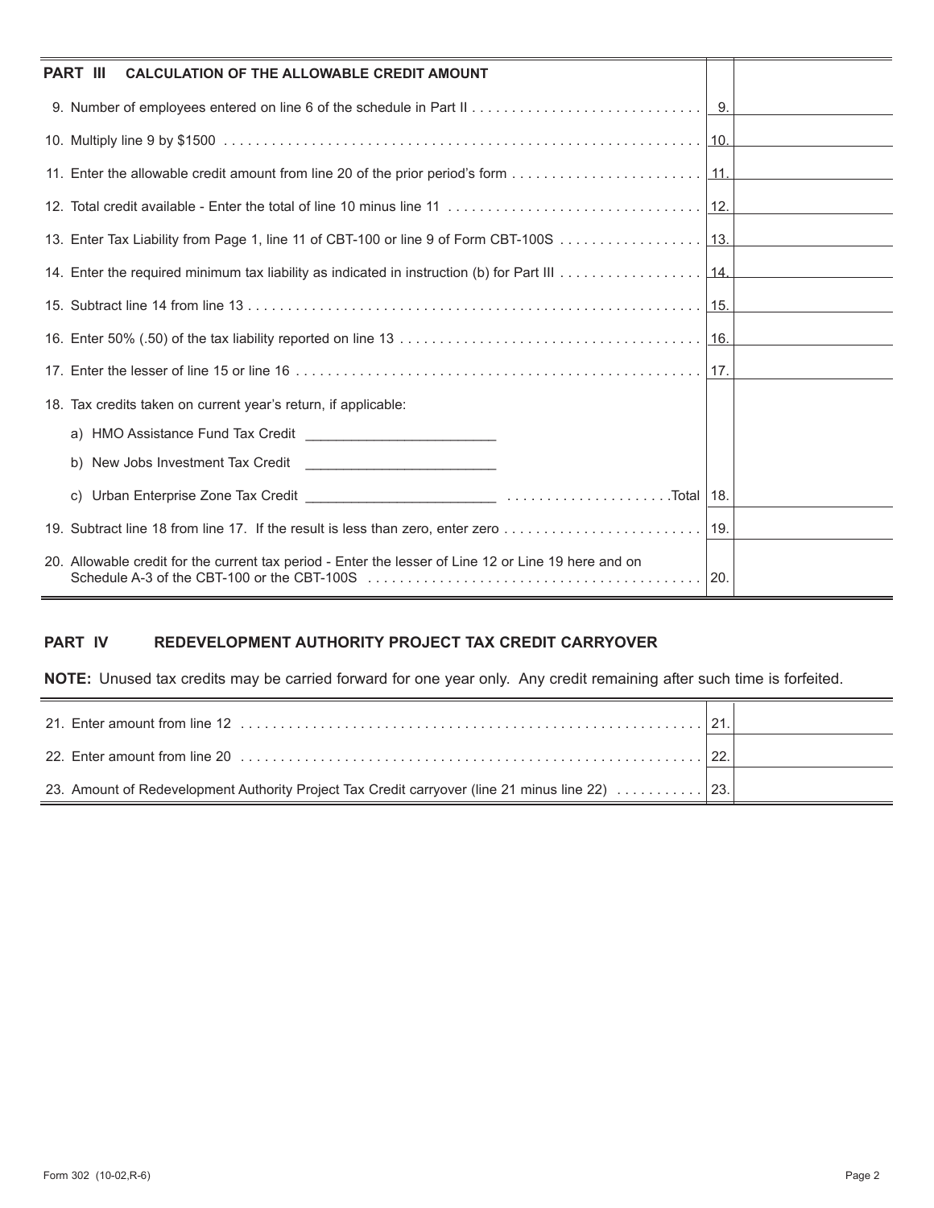## PART III CALCULATION OF THE ALLOWABLE CREDIT AMOUNT

| | | |
|---|---|---|
| 9. Number of employees entered on line 6 of the schedule in Part II | 9. | |
| 10. Multiply line 9 by $1500 | 10. | |
| 11. Enter the allowable credit amount from line 20 of the prior period's form | 11. | |
| 12. Total credit available - Enter the total of line 10 minus line 11 | 12. | |
| 13. Enter Tax Liability from Page 1, line 11 of CBT-100 or line 9 of Form CBT-100S | 13. | |
| 14. Enter the required minimum tax liability as indicated in instruction (b) for Part III | 14. | |
| 15. Subtract line 14 from line 13 | 15. | |
| 16. Enter 50% (.50) of the tax liability reported on line 13 | 16. | |
| 17. Enter the lesser of line 15 or line 16 | 17. | |
| 18. Tax credits taken on current year's return, if applicable:<br>a) HMO Assistance Fund Tax Credit \_\_\_\_\_\_\_\_\_\_\_\_\_\_\_\_\_\_\_\_<br>b) New Jobs Investment Tax Credit \_\_\_\_\_\_\_\_\_\_\_\_\_\_\_\_\_\_\_\_<br>c) Urban Enterprise Zone Tax Credit \_\_\_\_\_\_\_\_\_\_\_\_\_\_\_\_\_\_\_\_ Total | 18. | |
| 19. Subtract line 18 from line 17. If the result is less than zero, enter zero | 19. | |
| 20. Allowable credit for the current tax period - Enter the lesser of Line 12 or Line 19 here and on Schedule A-3 of the CBT-100 or the CBT-100S | 20. | |

## PART IV REDEVELOPMENT AUTHORITY PROJECT TAX CREDIT CARRYOVER

**NOTE:** Unused tax credits may be carried forward for one year only. Any credit remaining after such time is forfeited.

| | | |
|---|---|---|
| 21. Enter amount from line 12 | 21. | |
| 22. Enter amount from line 20 | 22. | |
| 23. Amount of Redevelopment Authority Project Tax Credit carryover (line 21 minus line 22) | 23. | |

Form 302 (10-02,R-6)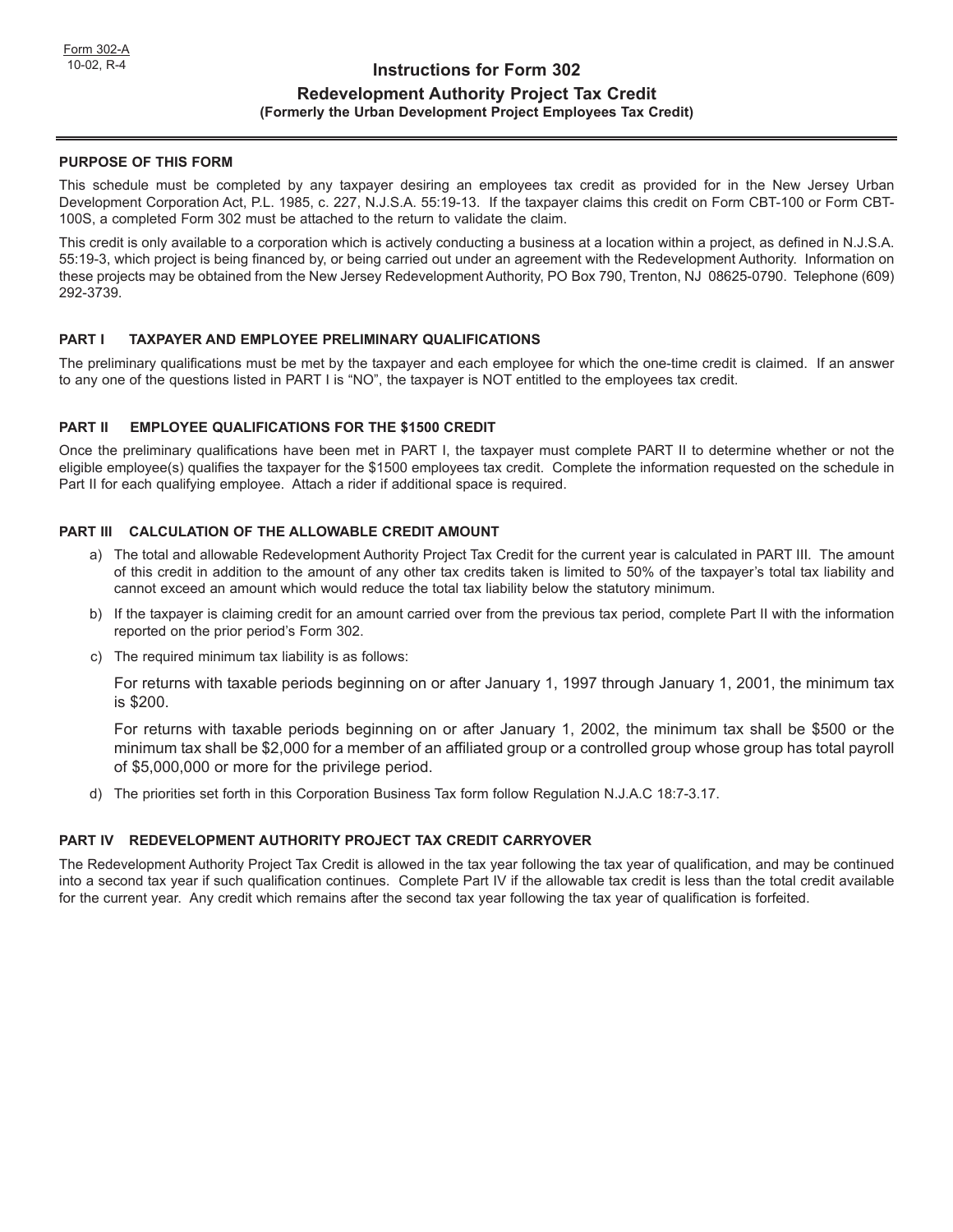Form 302-A
10-02, R-4

# Instructions for Form 302

## Redevelopment Authority Project Tax Credit

### (Formerly the Urban Development Project Employees Tax Credit)

---

**PURPOSE OF THIS FORM**

This schedule must be completed by any taxpayer desiring an employees tax credit as provided for in the New Jersey Urban Development Corporation Act, P.L. 1985, c. 227, N.J.S.A. 55:19-13. If the taxpayer claims this credit on Form CBT-100 or Form CBT-100S, a completed Form 302 must be attached to the return to validate the claim.

This credit is only available to a corporation which is actively conducting a business at a location within a project, as defined in N.J.S.A. 55:19-3, which project is being financed by, or being carried out under an agreement with the Redevelopment Authority. Information on these projects may be obtained from the New Jersey Redevelopment Authority, PO Box 790, Trenton, NJ 08625-0790. Telephone (609) 292-3739.

**PART I TAXPAYER AND EMPLOYEE PRELIMINARY QUALIFICATIONS**

The preliminary qualifications must be met by the taxpayer and each employee for which the one-time credit is claimed. If an answer to any one of the questions listed in PART I is "NO", the taxpayer is NOT entitled to the employees tax credit.

**PART II EMPLOYEE QUALIFICATIONS FOR THE $1500 CREDIT**

Once the preliminary qualifications have been met in PART I, the taxpayer must complete PART II to determine whether or not the eligible employee(s) qualifies the taxpayer for the $1500 employees tax credit. Complete the information requested on the schedule in Part II for each qualifying employee. Attach a rider if additional space is required.

**PART III CALCULATION OF THE ALLOWABLE CREDIT AMOUNT**

a) The total and allowable Redevelopment Authority Project Tax Credit for the current year is calculated in PART III. The amount of this credit in addition to the amount of any other tax credits taken is limited to 50% of the taxpayer's total tax liability and cannot exceed an amount which would reduce the total tax liability below the statutory minimum.

b) If the taxpayer is claiming credit for an amount carried over from the previous tax period, complete Part II with the information reported on the prior period's Form 302.

c) The required minimum tax liability is as follows:

   For returns with taxable periods beginning on or after January 1, 1997 through January 1, 2001, the minimum tax is $200.

   For returns with taxable periods beginning on or after January 1, 2002, the minimum tax shall be $500 or the minimum tax shall be $2,000 for a member of an affiliated group or a controlled group whose group has total payroll of $5,000,000 or more for the privilege period.

d) The priorities set forth in this Corporation Business Tax form follow Regulation N.J.A.C 18:7-3.17.

**PART IV REDEVELOPMENT AUTHORITY PROJECT TAX CREDIT CARRYOVER**

The Redevelopment Authority Project Tax Credit is allowed in the tax year following the tax year of qualification, and may be continued into a second tax year if such qualification continues. Complete Part IV if the allowable tax credit is less than the total credit available for the current year. Any credit which remains after the second tax year following the tax year of qualification is forfeited.